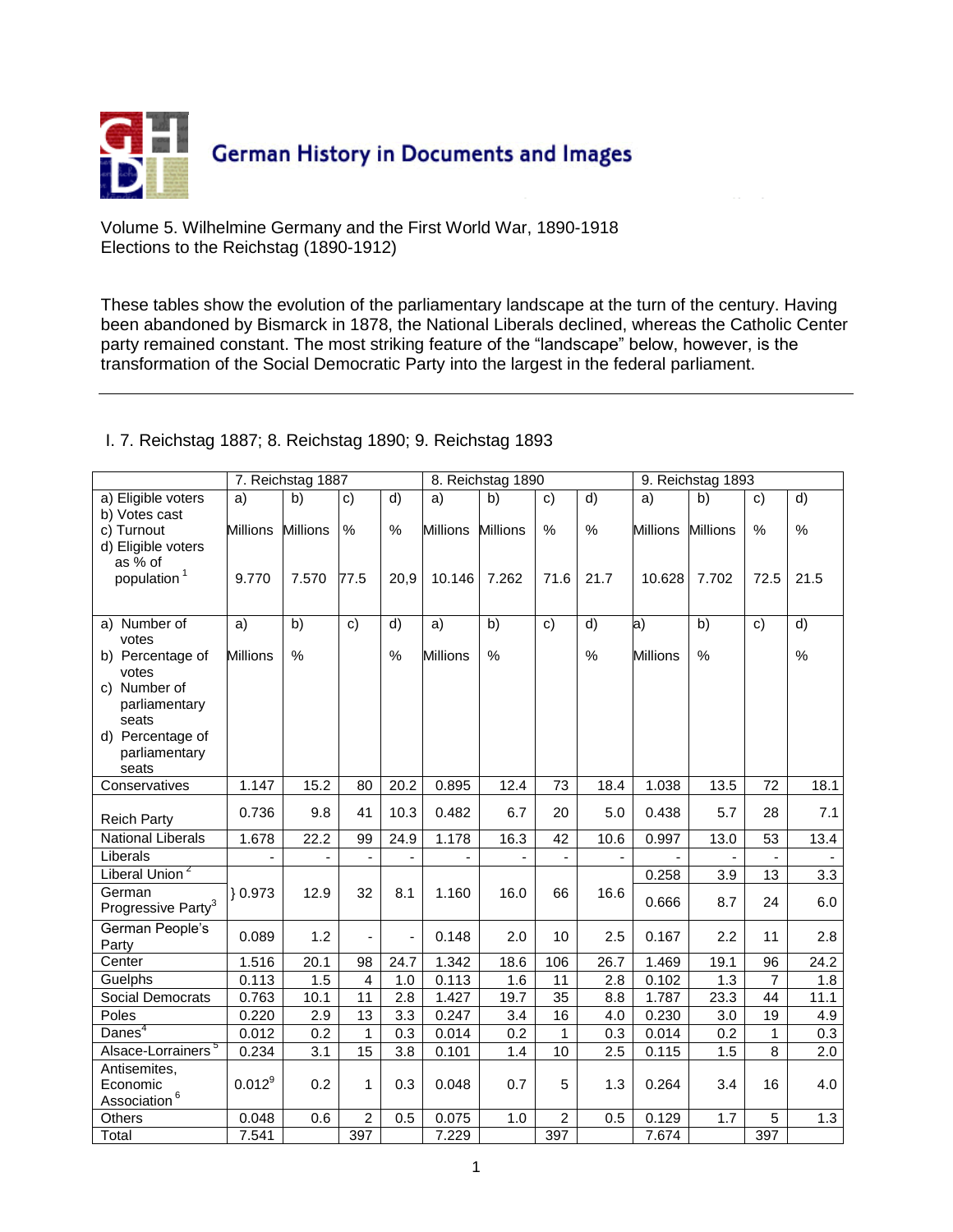German History in Documents and Images

Volume 5. Wilhelmine Germany and the First World War, 1890-1918
Elections to the Reichstag (1890-1912)

These tables show the evolution of the parliamentary landscape at the turn of the century. Having been abandoned by Bismarck in 1878, the National Liberals declined, whereas the Catholic Center party remained constant. The most striking feature of the "landscape" below, however, is the transformation of the Social Democratic Party into the largest in the federal parliament.

---

I. 7. Reichstag 1887; 8. Reichstag 1890; 9. Reichstag 1893

| | 7. Reichstag 1887 | | | | 8. Reichstag 1890 | | | | 9. Reichstag 1893 | | | |
|---|---|---|---|---|---|---|---|---|---|---|---|---|
| a) Eligible voters<br>b) Votes cast<br>c) Turnout<br>d) Eligible voters as % of population [1] | a)<br>Millions<br>9.770 | b)<br>Millions<br>7.570 | c)<br>%<br>77.5 | d)<br>%<br>20,9 | a)<br>Millions<br>10.146 | b)<br>Millions<br>7.262 | c)<br>%<br>71.6 | d)<br>%<br>21.7 | a)<br>Millions<br>10.628 | b)<br>Millions<br>7.702 | c)<br>%<br>72.5 | d)<br>%<br>21.5 |
| a) Number of votes<br>b) Percentage of votes<br>c) Number of parliamentary seats<br>d) Percentage of parliamentary seats | a)<br>Millions | b)<br>% | c) | d)<br>% | a)<br>Millions | b)<br>% | c) | d)<br>% | a)<br>Millions | b)<br>% | c) | d)<br>% |
| Conservatives | 1.147 | 15.2 | 80 | 20.2 | 0.895 | 12.4 | 73 | 18.4 | 1.038 | 13.5 | 72 | 18.1 |
| Reich Party | 0.736 | 9.8 | 41 | 10.3 | 0.482 | 6.7 | 20 | 5.0 | 0.438 | 5.7 | 28 | 7.1 |
| National Liberals | 1.678 | 22.2 | 99 | 24.9 | 1.178 | 16.3 | 42 | 10.6 | 0.997 | 13.0 | 53 | 13.4 |
| Liberals | - | - | - | - | - | - | - | - | - | - | - | - |
| Liberal Union [2] | } 0.973 | 12.9 | 32 | 8.1 | 1.160 | 16.0 | 66 | 16.6 | 0.258 | 3.9 | 13 | 3.3 |
| German Progressive Party [3] | | | | | | | | | 0.666 | 8.7 | 24 | 6.0 |
| German People's Party | 0.089 | 1.2 | - | - | 0.148 | 2.0 | 10 | 2.5 | 0.167 | 2.2 | 11 | 2.8 |
| Center | 1.516 | 20.1 | 98 | 24.7 | 1.342 | 18.6 | 106 | 26.7 | 1.469 | 19.1 | 96 | 24.2 |
| Guelphs | 0.113 | 1.5 | 4 | 1.0 | 0.113 | 1.6 | 11 | 2.8 | 0.102 | 1.3 | 7 | 1.8 |
| Social Democrats | 0.763 | 10.1 | 11 | 2.8 | 1.427 | 19.7 | 35 | 8.8 | 1.787 | 23.3 | 44 | 11.1 |
| Poles | 0.220 | 2.9 | 13 | 3.3 | 0.247 | 3.4 | 16 | 4.0 | 0.230 | 3.0 | 19 | 4.9 |
| Danes [4] | 0.012 | 0.2 | 1 | 0.3 | 0.014 | 0.2 | 1 | 0.3 | 0.014 | 0.2 | 1 | 0.3 |
| Alsace-Lorrainers [5] | 0.234 | 3.1 | 15 | 3.8 | 0.101 | 1.4 | 10 | 2.5 | 0.115 | 1.5 | 8 | 2.0 |
| Antisemites, Economic Association [6] | 0.012[9] | 0.2 | 1 | 0.3 | 0.048 | 0.7 | 5 | 1.3 | 0.264 | 3.4 | 16 | 4.0 |
| Others | 0.048 | 0.6 | 2 | 0.5 | 0.075 | 1.0 | 2 | 0.5 | 0.129 | 1.7 | 5 | 1.3 |
| Total | 7.541 | | 397 | | 7.229 | | 397 | | 7.674 | | 397 | |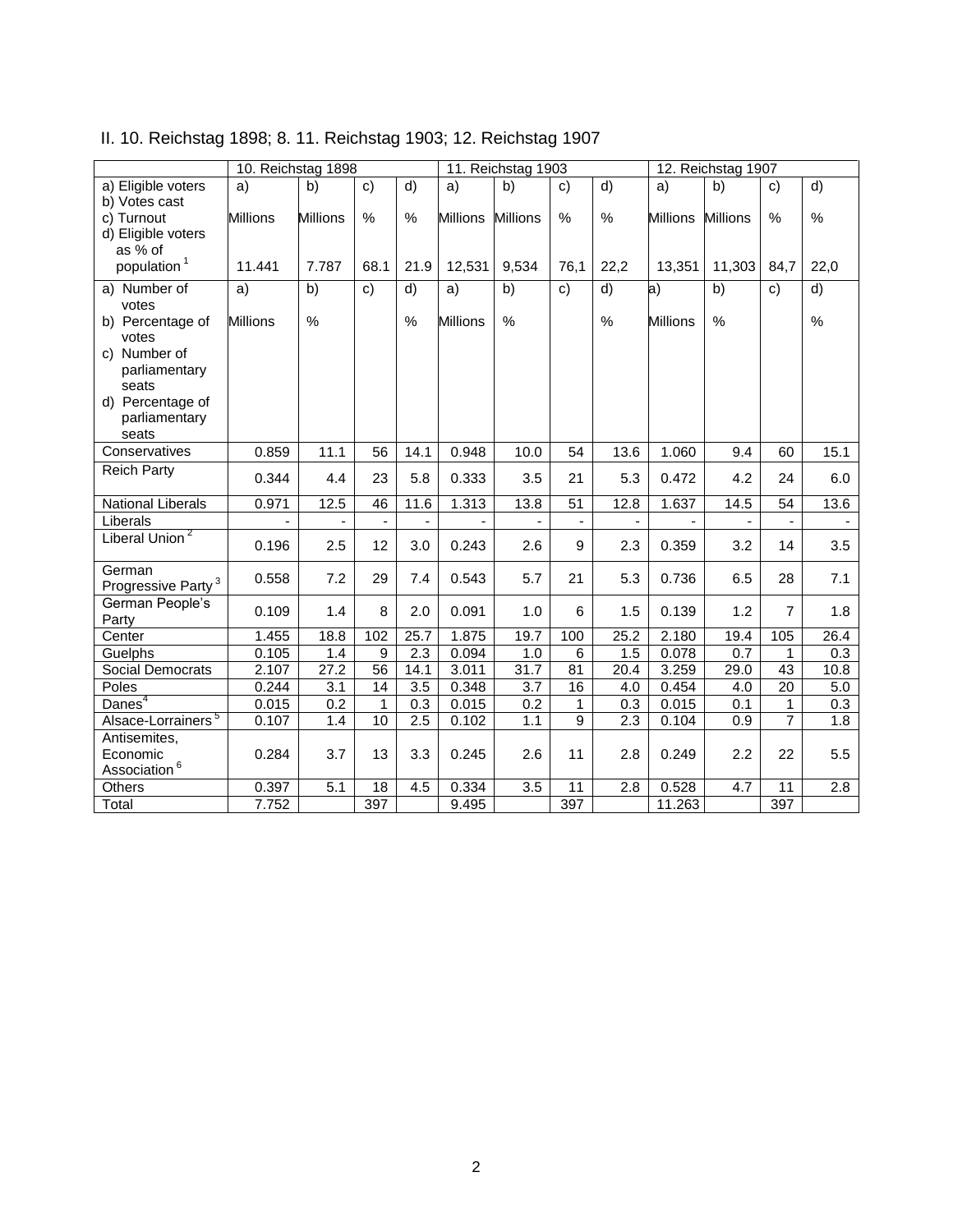II. 10. Reichstag 1898; 8. 11. Reichstag 1903; 12. Reichstag 1907

| | 10. Reichstag 1898 | | | | 11. Reichstag 1903 | | | | 12. Reichstag 1907 | | | |
|---|---|---|---|---|---|---|---|---|---|---|---|---|
| a) Eligible voters b) Votes cast c) Turnout d) Eligible voters as % of population [1] | a) Millions | b) Millions | c) % | d) % | a) Millions | b) Millions | c) % | d) % | a) Millions | b) Millions | c) % | d) % |
| | 11.441 | 7.787 | 68.1 | 21.9 | 12,531 | 9,534 | 76,1 | 22,2 | 13,351 | 11,303 | 84,7 | 22,0 |
| a) Number of votes b) Percentage of votes c) Number of parliamentary seats d) Percentage of parliamentary seats | a) Millions | b) % | c) | d) % | a) Millions | b) % | c) | d) % | a) Millions | b) % | c) | d) % |
| Conservatives | 0.859 | 11.1 | 56 | 14.1 | 0.948 | 10.0 | 54 | 13.6 | 1.060 | 9.4 | 60 | 15.1 |
| Reich Party | 0.344 | 4.4 | 23 | 5.8 | 0.333 | 3.5 | 21 | 5.3 | 0.472 | 4.2 | 24 | 6.0 |
| National Liberals | 0.971 | 12.5 | 46 | 11.6 | 1.313 | 13.8 | 51 | 12.8 | 1.637 | 14.5 | 54 | 13.6 |
| Liberals | - | - | - | - | - | - | - | - | - | - | - | - |
| Liberal Union [2] | 0.196 | 2.5 | 12 | 3.0 | 0.243 | 2.6 | 9 | 2.3 | 0.359 | 3.2 | 14 | 3.5 |
| German Progressive Party [3] | 0.558 | 7.2 | 29 | 7.4 | 0.543 | 5.7 | 21 | 5.3 | 0.736 | 6.5 | 28 | 7.1 |
| German People's Party | 0.109 | 1.4 | 8 | 2.0 | 0.091 | 1.0 | 6 | 1.5 | 0.139 | 1.2 | 7 | 1.8 |
| Center | 1.455 | 18.8 | 102 | 25.7 | 1.875 | 19.7 | 100 | 25.2 | 2.180 | 19.4 | 105 | 26.4 |
| Guelphs | 0.105 | 1.4 | 9 | 2.3 | 0.094 | 1.0 | 6 | 1.5 | 0.078 | 0.7 | 1 | 0.3 |
| Social Democrats | 2.107 | 27.2 | 56 | 14.1 | 3.011 | 31.7 | 81 | 20.4 | 3.259 | 29.0 | 43 | 10.8 |
| Poles | 0.244 | 3.1 | 14 | 3.5 | 0.348 | 3.7 | 16 | 4.0 | 0.454 | 4.0 | 20 | 5.0 |
| Danes [4] | 0.015 | 0.2 | 1 | 0.3 | 0.015 | 0.2 | 1 | 0.3 | 0.015 | 0.1 | 1 | 0.3 |
| Alsace-Lorrainers [5] | 0.107 | 1.4 | 10 | 2.5 | 0.102 | 1.1 | 9 | 2.3 | 0.104 | 0.9 | 7 | 1.8 |
| Antisemites, Economic Association [6] | 0.284 | 3.7 | 13 | 3.3 | 0.245 | 2.6 | 11 | 2.8 | 0.249 | 2.2 | 22 | 5.5 |
| Others | 0.397 | 5.1 | 18 | 4.5 | 0.334 | 3.5 | 11 | 2.8 | 0.528 | 4.7 | 11 | 2.8 |
| Total | 7.752 | | 397 | | 9.495 | | 397 | | 11.263 | | 397 | |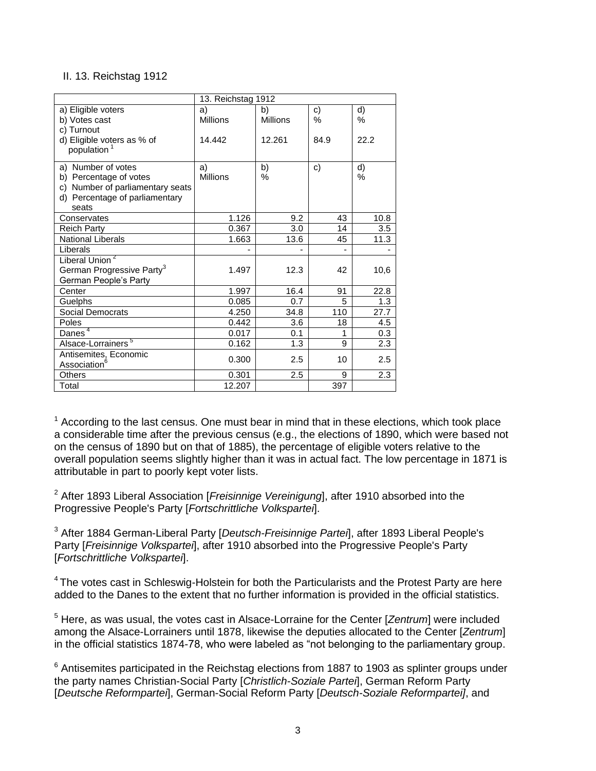## II. 13. Reichstag 1912

| | 13. Reichstag 1912 | | | |
|---|---|---|---|---|
| a) Eligible voters<br>b) Votes cast<br>c) Turnout<br>d) Eligible voters as % of population [1] | a)<br>Millions<br><br>14.442 | b)<br>Millions<br><br>12.261 | c)<br>%<br><br>84.9 | d)<br>%<br><br>22.2 |
| a) Number of votes<br>b) Percentage of votes<br>c) Number of parliamentary seats<br>d) Percentage of parliamentary seats | a)<br>Millions | b)<br>% | c) | d)<br>% |
| Conservatives | 1.126 | 9.2 | 43 | 10.8 |
| Reich Party | 0.367 | 3.0 | 14 | 3.5 |
| National Liberals | 1.663 | 13.6 | 45 | 11.3 |
| Liberals | - | - | - | - |
| Liberal Union [2]<br>German Progressive Party[3]<br>German People's Party | 1.497 | 12.3 | 42 | 10,6 |
| Center | 1.997 | 16.4 | 91 | 22.8 |
| Guelphs | 0.085 | 0.7 | 5 | 1.3 |
| Social Democrats | 4.250 | 34.8 | 110 | 27.7 |
| Poles | 0.442 | 3.6 | 18 | 4.5 |
| Danes [4] | 0.017 | 0.1 | 1 | 0.3 |
| Alsace-Lorrainers [5] | 0.162 | 1.3 | 9 | 2.3 |
| Antisemites, Economic Association[6] | 0.300 | 2.5 | 10 | 2.5 |
| Others | 0.301 | 2.5 | 9 | 2.3 |
| Total | 12.207 | | 397 | |

[1] According to the last census. One must bear in mind that in these elections, which took place a considerable time after the previous census (e.g., the elections of 1890, which were based not on the census of 1890 but on that of 1885), the percentage of eligible voters relative to the overall population seems slightly higher than it was in actual fact. The low percentage in 1871 is attributable in part to poorly kept voter lists.

[2] After 1893 Liberal Association [*Freisinnige Vereinigung*], after 1910 absorbed into the Progressive People's Party [*Fortschrittliche Volkspartei*].

[3] After 1884 German-Liberal Party [*Deutsch-Freisinnige Partei*], after 1893 Liberal People's Party [*Freisinnige Volkspartei*], after 1910 absorbed into the Progressive People's Party [*Fortschrittliche Volkspartei*].

[4] The votes cast in Schleswig-Holstein for both the Particularists and the Protest Party are here added to the Danes to the extent that no further information is provided in the official statistics.

[5] Here, as was usual, the votes cast in Alsace-Lorraine for the Center [*Zentrum*] were included among the Alsace-Lorrainers until 1878, likewise the deputies allocated to the Center [*Zentrum*] in the official statistics 1874-78, who were labeled as "not belonging to the parliamentary group.

[6] Antisemites participated in the Reichstag elections from 1887 to 1903 as splinter groups under the party names Christian-Social Party [*Christlich-Soziale Partei*], German Reform Party [*Deutsche Reformpartei*], German-Social Reform Party [*Deutsch-Soziale Reformpartei]*, and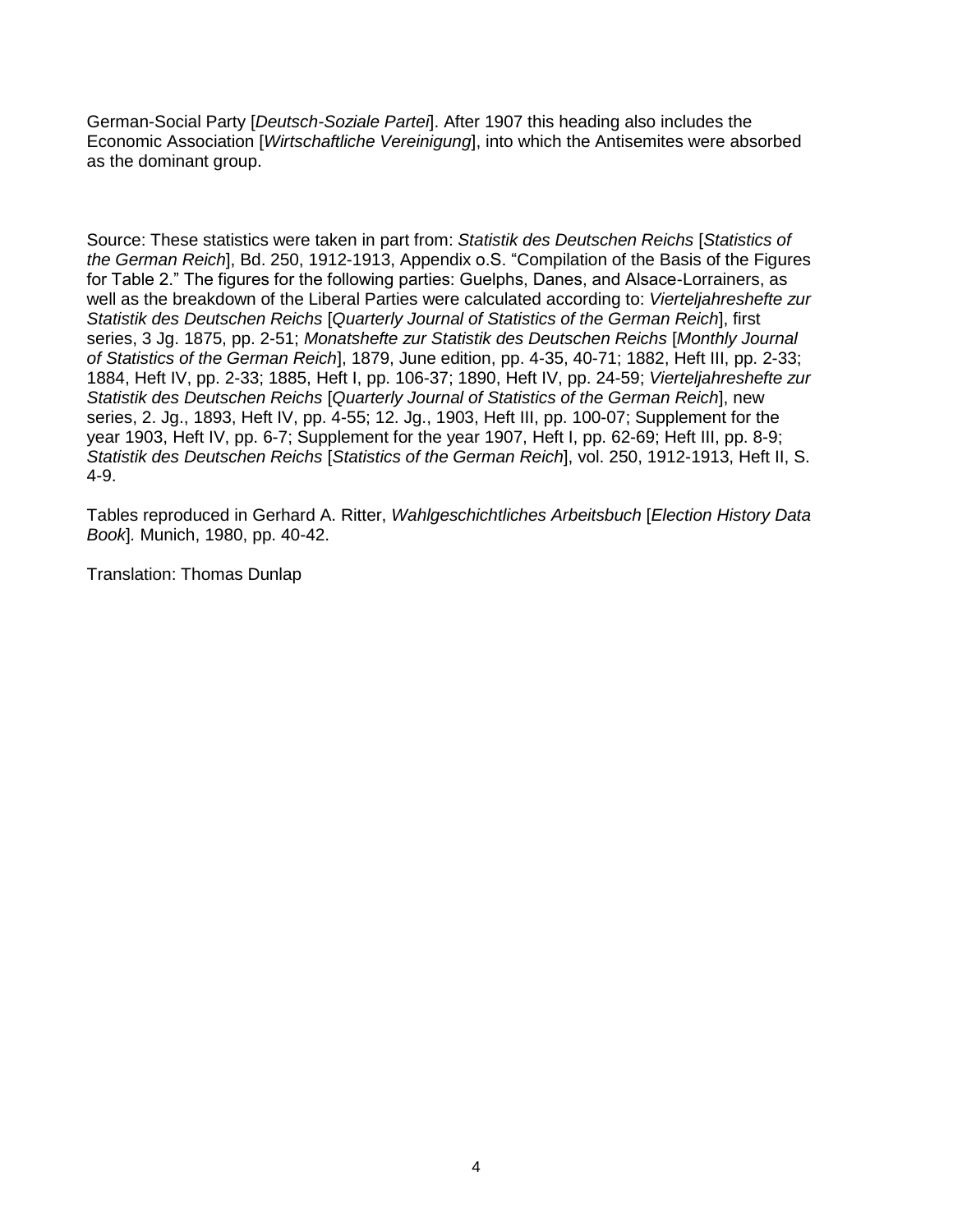German-Social Party [*Deutsch-Soziale Partei*]. After 1907 this heading also includes the Economic Association [*Wirtschaftliche Vereinigung*], into which the Antisemites were absorbed as the dominant group.

Source: These statistics were taken in part from: *Statistik des Deutschen Reichs* [*Statistics of the German Reich*], Bd. 250, 1912-1913, Appendix o.S. "Compilation of the Basis of the Figures for Table 2." The figures for the following parties: Guelphs, Danes, and Alsace-Lorrainers, as well as the breakdown of the Liberal Parties were calculated according to: *Vierteljahreshefte zur Statistik des Deutschen Reichs* [*Quarterly Journal of Statistics of the German Reich*], first series, 3 Jg. 1875, pp. 2-51; *Monatshefte zur Statistik des Deutschen Reichs* [*Monthly Journal of Statistics of the German Reich*], 1879, June edition, pp. 4-35, 40-71; 1882, Heft III, pp. 2-33; 1884, Heft IV, pp. 2-33; 1885, Heft I, pp. 106-37; 1890, Heft IV, pp. 24-59; *Vierteljahreshefte zur Statistik des Deutschen Reichs* [*Quarterly Journal of Statistics of the German Reich*], new series, 2. Jg., 1893, Heft IV, pp. 4-55; 12. Jg., 1903, Heft III, pp. 100-07; Supplement for the year 1903, Heft IV, pp. 6-7; Supplement for the year 1907, Heft I, pp. 62-69; Heft III, pp. 8-9; *Statistik des Deutschen Reichs* [*Statistics of the German Reich*], vol. 250, 1912-1913, Heft II, S. 4-9.

Tables reproduced in Gerhard A. Ritter, *Wahlgeschichtliches Arbeitsbuch* [*Election History Data Book*]. Munich, 1980, pp. 40-42.

Translation: Thomas Dunlap